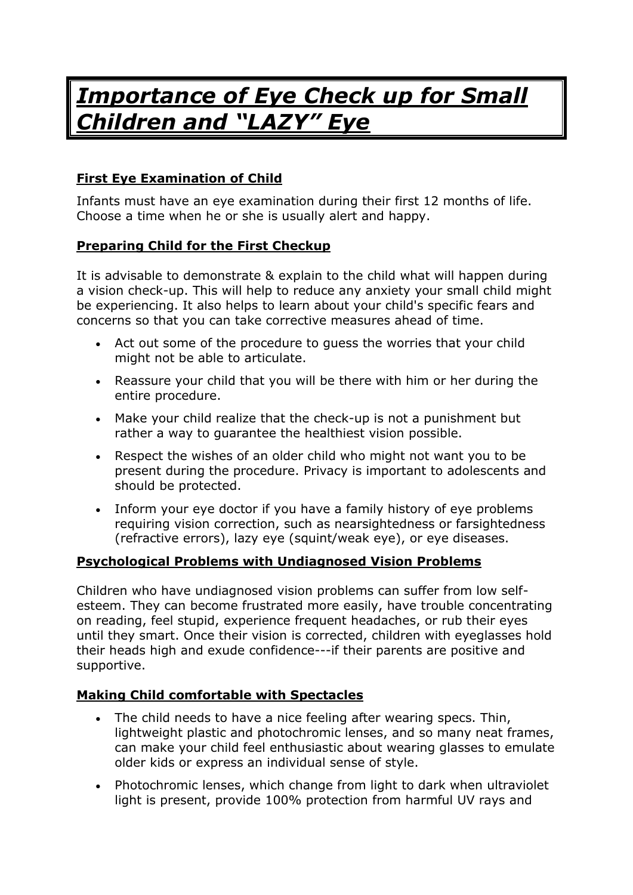# *Importance of Eye Check up for Small Children and "LAZY" Eye*

## First Eye Examination of Child

Infants must have an eye examination during their first 12 months of life. Choose a time when he or she is usually alert and happy.

## Preparing Child for the First Checkup

It is advisable to demonstrate & explain to the child what will happen during a vision check-up. This will help to reduce any anxiety your small child might be experiencing. It also helps to learn about your child's specific fears and concerns so that you can take corrective measures ahead of time.

- Act out some of the procedure to guess the worries that your child might not be able to articulate.
- Reassure your child that you will be there with him or her during the entire procedure.
- Make your child realize that the check-up is not a punishment but rather a way to guarantee the healthiest vision possible.
- Respect the wishes of an older child who might not want you to be present during the procedure. Privacy is important to adolescents and should be protected.
- Inform your eye doctor if you have a family history of eye problems requiring vision correction, such as nearsightedness or farsightedness (refractive errors), lazy eye (squint/weak eye), or eye diseases.

## Psychological Problems with Undiagnosed Vision Problems

Children who have undiagnosed vision problems can suffer from low self-esteem. They can become frustrated more easily, have trouble concentrating on reading, feel stupid, experience frequent headaches, or rub their eyes until they smart. Once their vision is corrected, children with eyeglasses hold their heads high and exude confidence---if their parents are positive and supportive.

## Making Child comfortable with Spectacles

- The child needs to have a nice feeling after wearing specs. Thin, lightweight plastic and photochromic lenses, and so many neat frames, can make your child feel enthusiastic about wearing glasses to emulate older kids or express an individual sense of style.
- Photochromic lenses, which change from light to dark when ultraviolet light is present, provide 100% protection from harmful UV rays and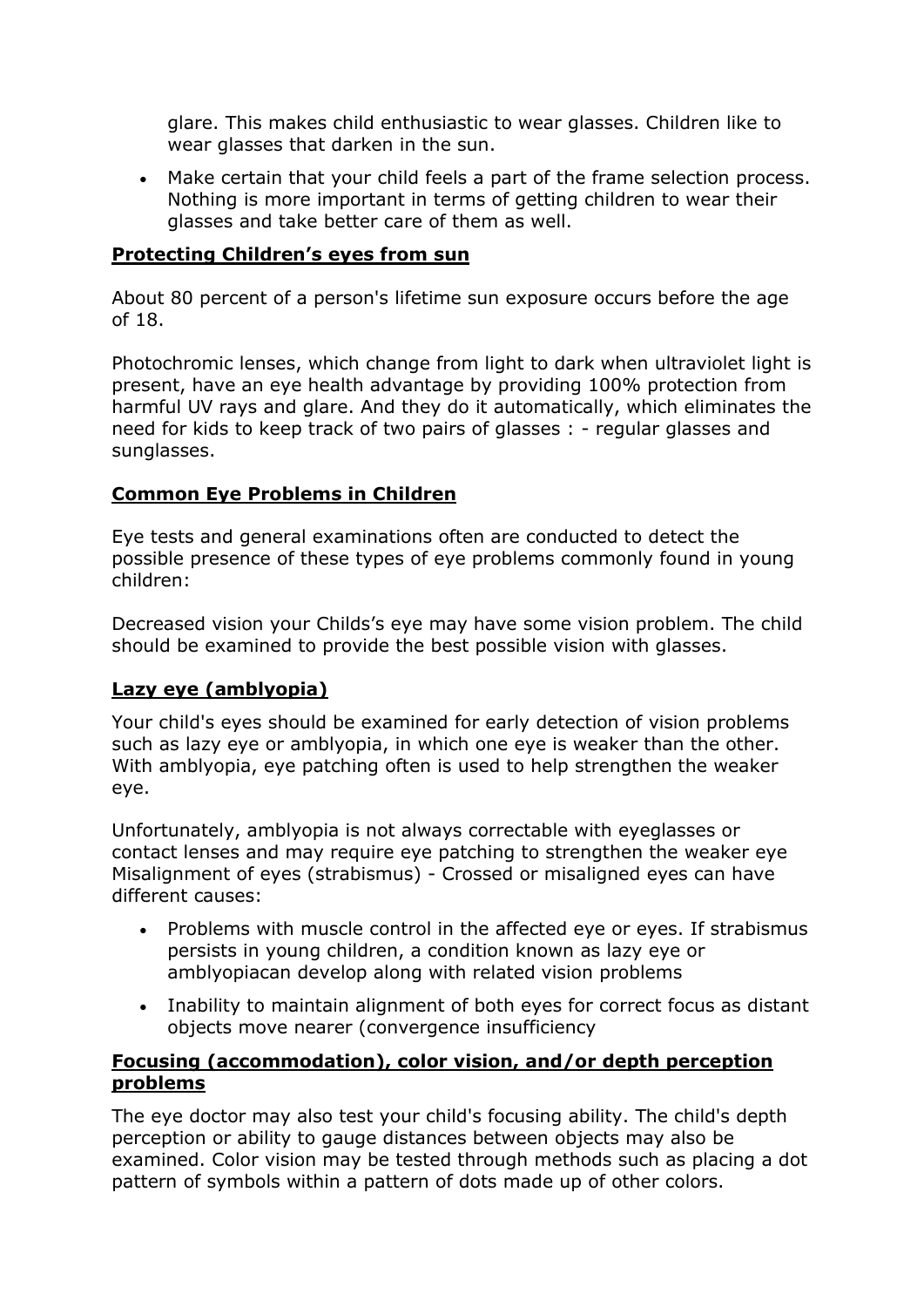glare. This makes child enthusiastic to wear glasses. Children like to wear glasses that darken in the sun.

- Make certain that your child feels a part of the frame selection process. Nothing is more important in terms of getting children to wear their glasses and take better care of them as well.

## Protecting Children's eyes from sun

About 80 percent of a person's lifetime sun exposure occurs before the age of 18.

Photochromic lenses, which change from light to dark when ultraviolet light is present, have an eye health advantage by providing 100% protection from harmful UV rays and glare. And they do it automatically, which eliminates the need for kids to keep track of two pairs of glasses : - regular glasses and sunglasses.

## Common Eye Problems in Children

Eye tests and general examinations often are conducted to detect the possible presence of these types of eye problems commonly found in young children:

Decreased vision your Childs's eye may have some vision problem. The child should be examined to provide the best possible vision with glasses.

## Lazy eye (amblyopia)

Your child's eyes should be examined for early detection of vision problems such as lazy eye or amblyopia, in which one eye is weaker than the other. With amblyopia, eye patching often is used to help strengthen the weaker eye.

Unfortunately, amblyopia is not always correctable with eyeglasses or contact lenses and may require eye patching to strengthen the weaker eye Misalignment of eyes (strabismus) - Crossed or misaligned eyes can have different causes:

- Problems with muscle control in the affected eye or eyes. If strabismus persists in young children, a condition known as lazy eye or amblyopiacan develop along with related vision problems
- Inability to maintain alignment of both eyes for correct focus as distant objects move nearer (convergence insufficiency

## Focusing (accommodation), color vision, and/or depth perception problems

The eye doctor may also test your child's focusing ability. The child's depth perception or ability to gauge distances between objects may also be examined. Color vision may be tested through methods such as placing a dot pattern of symbols within a pattern of dots made up of other colors.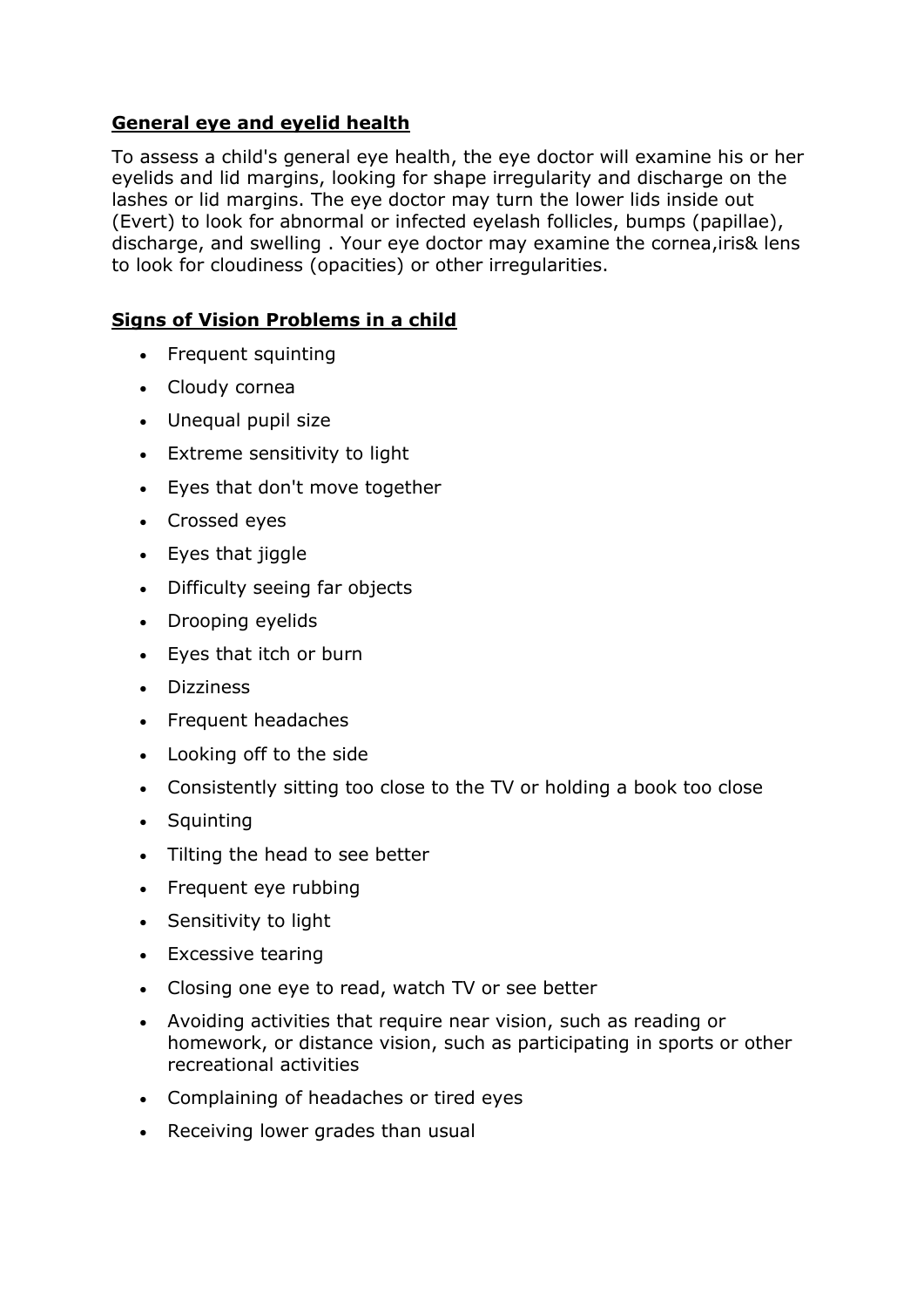## General eye and eyelid health

To assess a child's general eye health, the eye doctor will examine his or her eyelids and lid margins, looking for shape irregularity and discharge on the lashes or lid margins. The eye doctor may turn the lower lids inside out (Evert) to look for abnormal or infected eyelash follicles, bumps (papillae), discharge, and swelling . Your eye doctor may examine the cornea,iris& lens to look for cloudiness (opacities) or other irregularities.

## Signs of Vision Problems in a child

- Frequent squinting
- Cloudy cornea
- Unequal pupil size
- Extreme sensitivity to light
- Eyes that don't move together
- Crossed eyes
- Eyes that jiggle
- Difficulty seeing far objects
- Drooping eyelids
- Eyes that itch or burn
- Dizziness
- Frequent headaches
- Looking off to the side
- Consistently sitting too close to the TV or holding a book too close
- Squinting
- Tilting the head to see better
- Frequent eye rubbing
- Sensitivity to light
- Excessive tearing
- Closing one eye to read, watch TV or see better
- Avoiding activities that require near vision, such as reading or homework, or distance vision, such as participating in sports or other recreational activities
- Complaining of headaches or tired eyes
- Receiving lower grades than usual